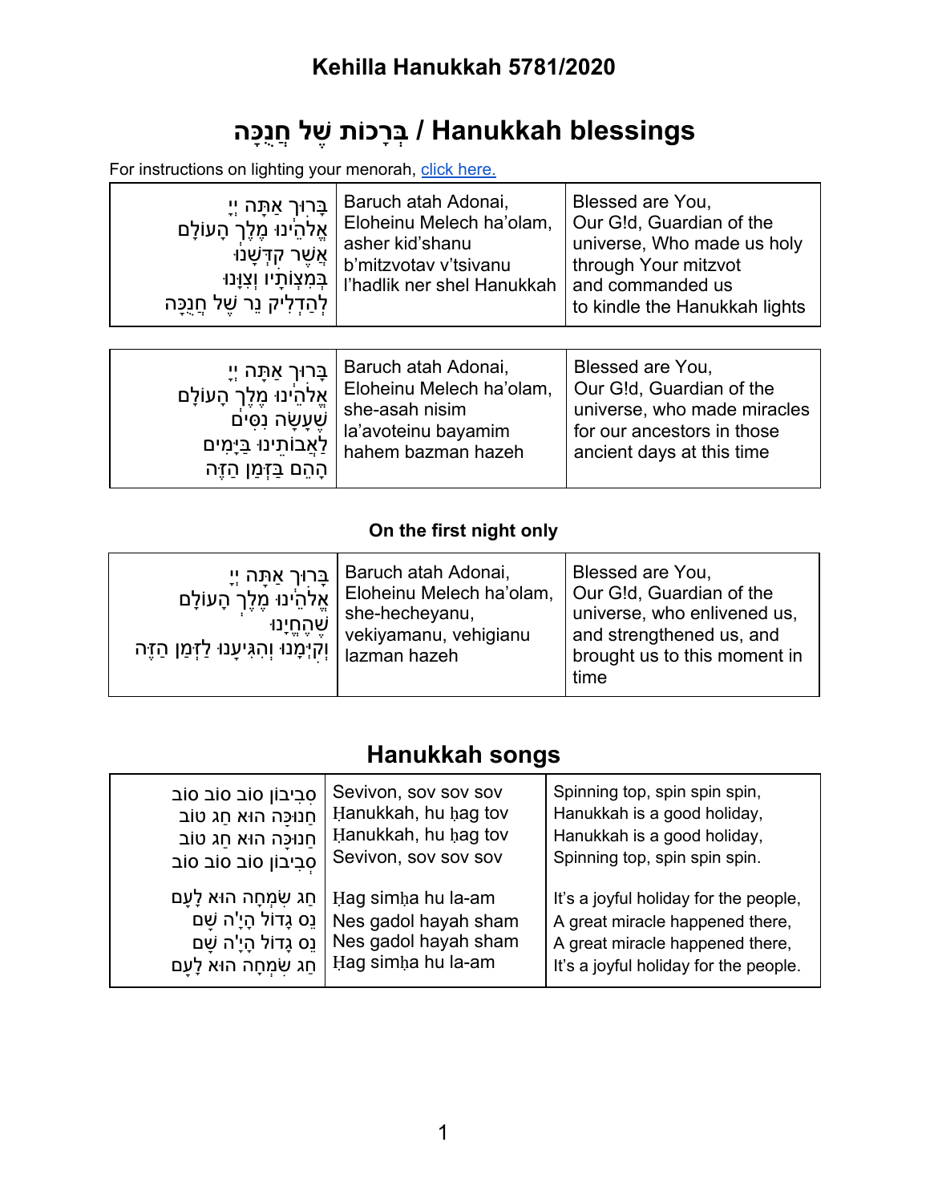## Kehilla Hanukkah 5781/2020

# בְּרָכוֹת שֶׁל חֲנֻכָּה / Hanukkah blessings

For instructions on lighting your menorah, [click here.]

| בָּרוּךְ אַתָּה יְיָ<br>אֱלֹהֵינוּ מֶלֶךְ הָעוֹלָם<br>אֲשֶׁר קִדְּשָׁנוּ<br>בְּמִצְוֹתָיו וְצִוָּנוּ<br>לְהַדְלִיק נֵר שֶׁל חֲנֻכָּה | Baruch atah Adonai,<br>Eloheinu Melech ha'olam,<br>asher kid'shanu<br>b'mitzvotav v'tsivanu<br>l'hadlik ner shel Hanukkah | Blessed are You,<br>Our G!d, Guardian of the universe, Who made us holy through Your mitzvot<br>and commanded us<br>to kindle the Hanukkah lights |
|---|---|---|

| בָּרוּךְ אַתָּה יְיָ<br>אֱלֹהֵינוּ מֶלֶךְ הָעוֹלָם<br>שֶׁעָשָׂה נִסִּים<br>לַאֲבוֹתֵינוּ בַּיָּמִים<br>הָהֵם בַּזְּמַן הַזֶּה | Baruch atah Adonai,<br>Eloheinu Melech ha'olam,<br>she-asah nisim<br>la'avoteinu bayamim<br>hahem bazman hazeh | Blessed are You,<br>Our G!d, Guardian of the universe, who made miracles for our ancestors in those ancient days at this time |
|---|---|---|

**On the first night only**

| בָּרוּךְ אַתָּה יְיָ<br>אֱלֹהֵינוּ מֶלֶךְ הָעוֹלָם<br>שֶׁהֶחֱיָנוּ<br>וְקִיְּמָנוּ וְהִגִּיעָנוּ לַזְּמַן הַזֶּה | Baruch atah Adonai,<br>Eloheinu Melech ha'olam,<br>she-hecheyanu,<br>vekiyamanu, vehigianu<br>lazman hazeh | Blessed are You,<br>Our G!d, Guardian of the universe, who enlivened us, and strengthened us, and brought us to this moment in time |
|---|---|---|

# Hanukkah songs

| סְבִיבוֹן סוֹב סוֹב סוֹב<br>חֲנוּכָּה הוּא חַג טוֹב<br>חֲנוּכָּה הוּא חַג טוֹב<br>סְבִיבוֹן סוֹב סוֹב סוֹב | Sevivon, sov sov sov<br>Ḥanukkah, hu ḥag tov<br>Ḥanukkah, hu ḥag tov<br>Sevivon, sov sov sov | Spinning top, spin spin spin,<br>Hanukkah is a good holiday,<br>Hanukkah is a good holiday,<br>Spinning top, spin spin spin. |
|---|---|---|
| חַג שִׂמְחָה הוּא לָעָם<br>נֵס גָּדוֹל הָיָ'ה שָׁם<br>נֵס גָּדוֹל הָיָ'ה שָׁם<br>חַג שִׂמְחָה הוּא לָעָם | Ḥag simḥa hu la-am<br>Nes gadol hayah sham<br>Nes gadol hayah sham<br>Ḥag simḥa hu la-am | It's a joyful holiday for the people,<br>A great miracle happened there,<br>A great miracle happened there,<br>It's a joyful holiday for the people. |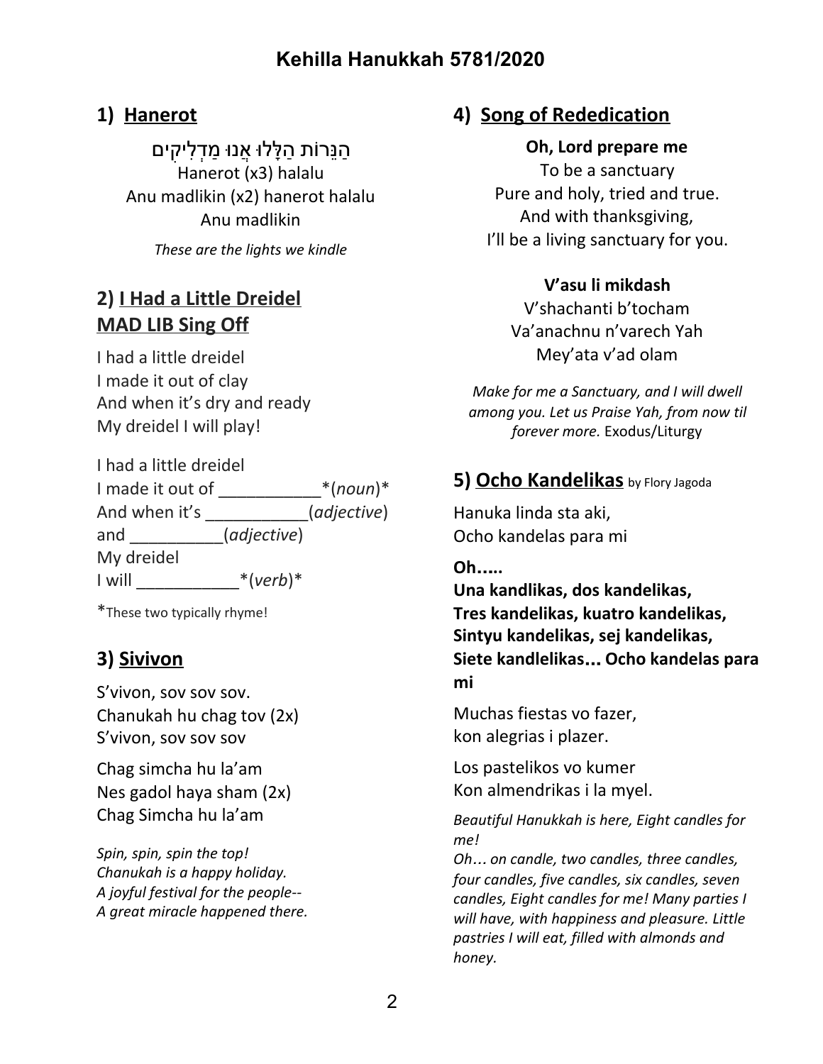# Kehilla Hanukkah 5781/2020

## 1) Hanerot

הַנֵּרוֹת הַלָּלוּ אָנוּ מַדְלִיקִים
Hanerot (x3) halalu
Anu madlikin (x2) hanerot halalu
Anu madlikin

*These are the lights we kindle*

## 2) I Had a Little Dreidel MAD LIB Sing Off

I had a little dreidel
I made it out of clay
And when it's dry and ready
My dreidel I will play!

I had a little dreidel
I made it out of ___________*(*noun*)*
And when it's ___________(*adjective*)
and __________(*adjective*)
My dreidel
I will ___________*(*verb*)*

*These two typically rhyme!

## 3) Sivivon

S'vivon, sov sov sov.
Chanukah hu chag tov (2x)
S'vivon, sov sov sov

Chag simcha hu la'am
Nes gadol haya sham (2x)
Chag Simcha hu la'am

*Spin, spin, spin the top!*
*Chanukah is a happy holiday.*
*A joyful festival for the people--*
*A great miracle happened there.*

## 4) Song of Rededication

**Oh, Lord prepare me**
To be a sanctuary
Pure and holy, tried and true.
And with thanksgiving,
I'll be a living sanctuary for you.

**V'asu li mikdash**
V'shachanti b'tocham
Va'anachnu n'varech Yah
Mey'ata v'ad olam

*Make for me a Sanctuary, and I will dwell among you. Let us Praise Yah, from now til forever more.* Exodus/Liturgy

## 5) Ocho Kandelikas by Flory Jagoda

Hanuka linda sta aki,
Ocho kandelas para mi

**Oh…..**
**Una kandlikas, dos kandelikas,**
**Tres kandelikas, kuatro kandelikas,**
**Sintyu kandelikas, sej kandelikas,**
**Siete kandlelikas… Ocho kandelas para mi**

Muchas fiestas vo fazer,
kon alegrias i plazer.

Los pastelikos vo kumer
Kon almendrikas i la myel.

*Beautiful Hanukkah is here, Eight candles for me!*
*Oh… on candle, two candles, three candles, four candles, five candles, six candles, seven candles, Eight candles for me! Many parties I will have, with happiness and pleasure. Little pastries I will eat, filled with almonds and honey.*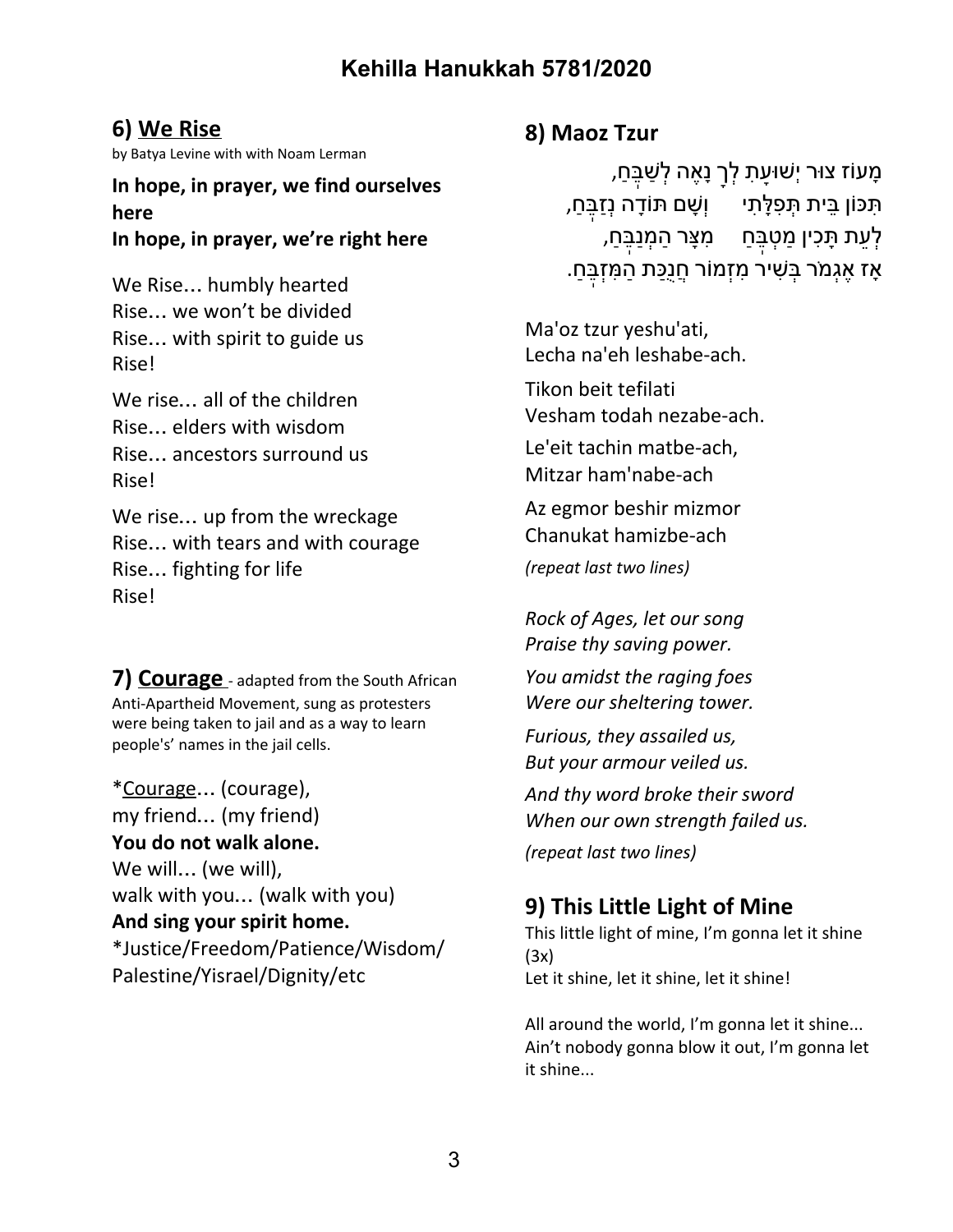# Kehilla Hanukkah 5781/2020

## 6) We Rise

by Batya Levine with with Noam Lerman

**In hope, in prayer, we find ourselves here**
**In hope, in prayer, we're right here**

We Rise… humbly hearted
Rise… we won't be divided
Rise… with spirit to guide us
Rise!

We rise… all of the children
Rise… elders with wisdom
Rise… ancestors surround us
Rise!

We rise… up from the wreckage
Rise… with tears and with courage
Rise… fighting for life
Rise!

## 7) Courage

- adapted from the South African Anti-Apartheid Movement, sung as protesters were being taken to jail and as a way to learn people's' names in the jail cells.

*Courage… (courage),
my friend… (my friend)
**You do not walk alone.**
We will… (we will),
walk with you… (walk with you)
**And sing your spirit home.**
*Justice/Freedom/Patience/Wisdom/Palestine/Yisrael/Dignity/etc

## 8) Maoz Tzur

מָעוֹז צוּר יְשׁוּעָתִ לְךָ נָאֶה לְשַׁבֵּחַ,
תִּכּוֹן בֵּית תְּפִלָּתִי     וְשָׁם תּוֹדָה נְזַבֵּחַ,
לְעֵת תָּכִין מַטְבֵּחַ     מִצָּר הַמְנַבֵּחַ,
אָז אֶגְמֹר בְּשִׁיר מִזְמוֹר חֲנֻכַּת הַמִּזְבֵּחַ.

Ma'oz tzur yeshu'ati,
Lecha na'eh leshabe-ach.

Tikon beit tefilati
Vesham todah nezabe-ach.

Le'eit tachin matbe-ach,
Mitzar ham'nabe-ach

Az egmor beshir mizmor
Chanukat hamizbe-ach

*(repeat last two lines)*

*Rock of Ages, let our song*
*Praise thy saving power.*

*You amidst the raging foes*
*Were our sheltering tower.*

*Furious, they assailed us,*
*But your armour veiled us.*

*And thy word broke their sword*
*When our own strength failed us.*

*(repeat last two lines)*

## 9) This Little Light of Mine

This little light of mine, I'm gonna let it shine (3x)
Let it shine, let it shine, let it shine!

All around the world, I'm gonna let it shine...
Ain't nobody gonna blow it out, I'm gonna let it shine...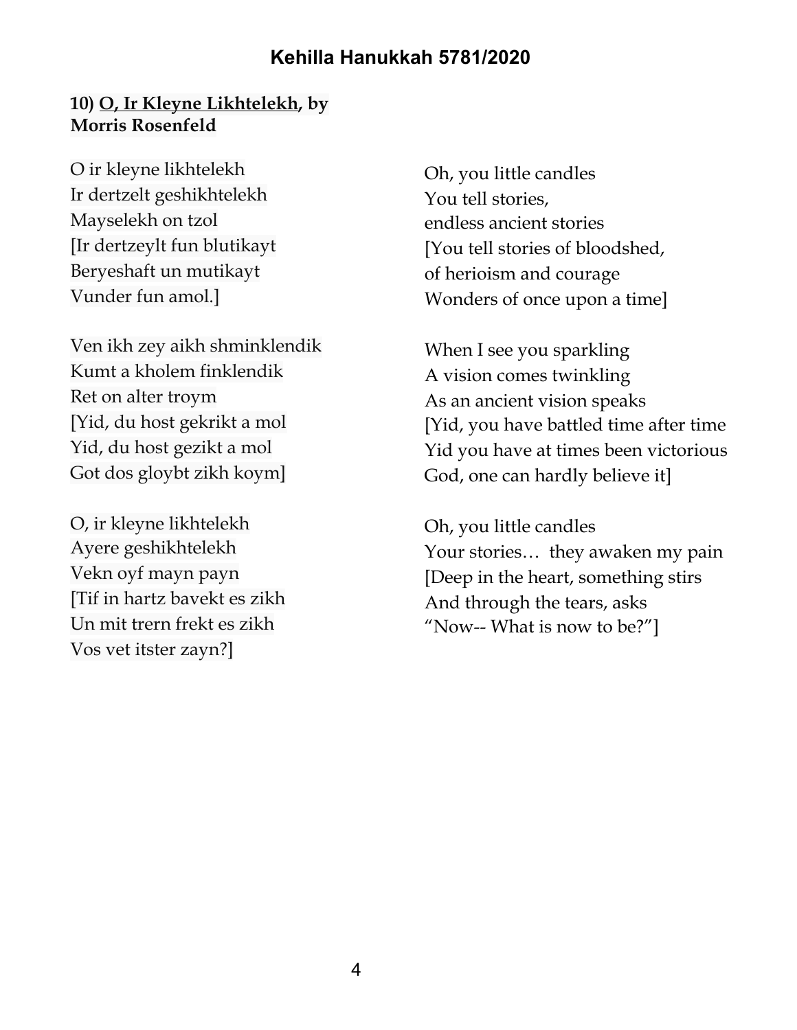**10) O, Ir Kleyne Likhtelekh, by Morris Rosenfeld**

O ir kleyne likhtelekh
Ir dertzelt geshikhtelekh
Mayselekh on tzol
[Ir dertzeylt fun blutikayt
Beryeshaft un mutikayt
Vunder fun amol.]

Oh, you little candles
You tell stories,
endless ancient stories
[You tell stories of bloodshed,
of herioism and courage
Wonders of once upon a time]

Ven ikh zey aikh shminklendik
Kumt a kholem finklendik
Ret on alter troym
[Yid, du host gekrikt a mol
Yid, du host gezikt a mol
Got dos gloybt zikh koym]

When I see you sparkling
A vision comes twinkling
As an ancient vision speaks
[Yid, you have battled time after time
Yid you have at times been victorious
God, one can hardly believe it]

O, ir kleyne likhtelekh
Ayere geshikhtelekh
Vekn oyf mayn payn
[Tif in hartz bavekt es zikh
Un mit trern frekt es zikh
Vos vet itster zayn?]

Oh, you little candles
Your stories… they awaken my pain
[Deep in the heart, something stirs
And through the tears, asks
"Now-- What is now to be?"]